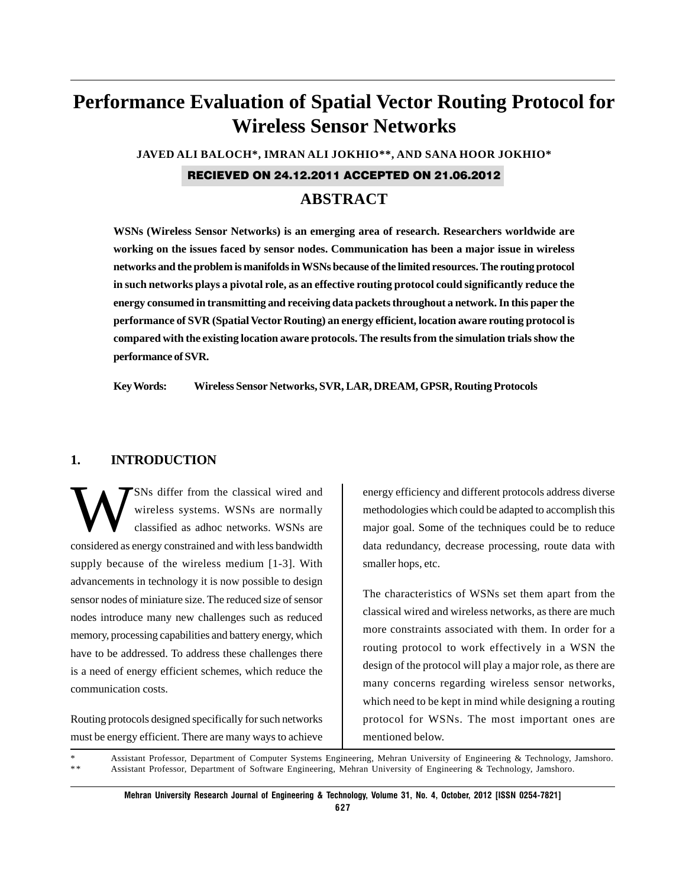# Performance Evaluation of Spatial Vector Routing Protocol for Wireless Sensor Networks

**JAVED ALI BALOCH\*, IMRAN ALI JOKHIO\*\*, AND SANA HOOR JOKHIO\***

**RECIEVED ON 24.12.2011 ACCEPTED ON 21.06.2012**

## ABSTRACT

**WSNs (Wireless Sensor Networks) is an emerging area of research. Researchers worldwide are working on the issues faced by sensor nodes. Communication has been a major issue in wireless networks and the problem is manifolds in WSNs because of the limited resources. The routing protocol in such networks plays a pivotal role, as an effective routing protocol could significantly reduce the energy consumed in transmitting and receiving data packets throughout a network. In this paper the performance of SVR (Spatial Vector Routing) an energy efficient, location aware routing protocol is compared with the existing location aware protocols. The results from the simulation trials show the performance of SVR.**

**Key Words: Wireless Sensor Networks, SVR, LAR, DREAM, GPSR, Routing Protocols**

## 1. INTRODUCTION

WSNs differ from the classical wired and wireless systems. WSNs are normally classified as adhoc networks. WSNs are considered as energy constrained and with less bandwidth supply because of the wireless medium [1-3]. With advancements in technology it is now possible to design sensor nodes of miniature size. The reduced size of sensor nodes introduce many new challenges such as reduced memory, processing capabilities and battery energy, which have to be addressed. To address these challenges there is a need of energy efficient schemes, which reduce the communication costs.

Routing protocols designed specifically for such networks must be energy efficient. There are many ways to achieve energy efficiency and different protocols address diverse methodologies which could be adapted to accomplish this major goal. Some of the techniques could be to reduce data redundancy, decrease processing, route data with smaller hops, etc.

The characteristics of WSNs set them apart from the classical wired and wireless networks, as there are much more constraints associated with them. In order for a routing protocol to work effectively in a WSN the design of the protocol will play a major role, as there are many concerns regarding wireless sensor networks, which need to be kept in mind while designing a routing protocol for WSNs. The most important ones are mentioned below.

\* Assistant Professor, Department of Computer Systems Engineering, Mehran University of Engineering & Technology, Jamshoro.
\*\* Assistant Professor, Department of Software Engineering, Mehran University of Engineering & Technology, Jamshoro.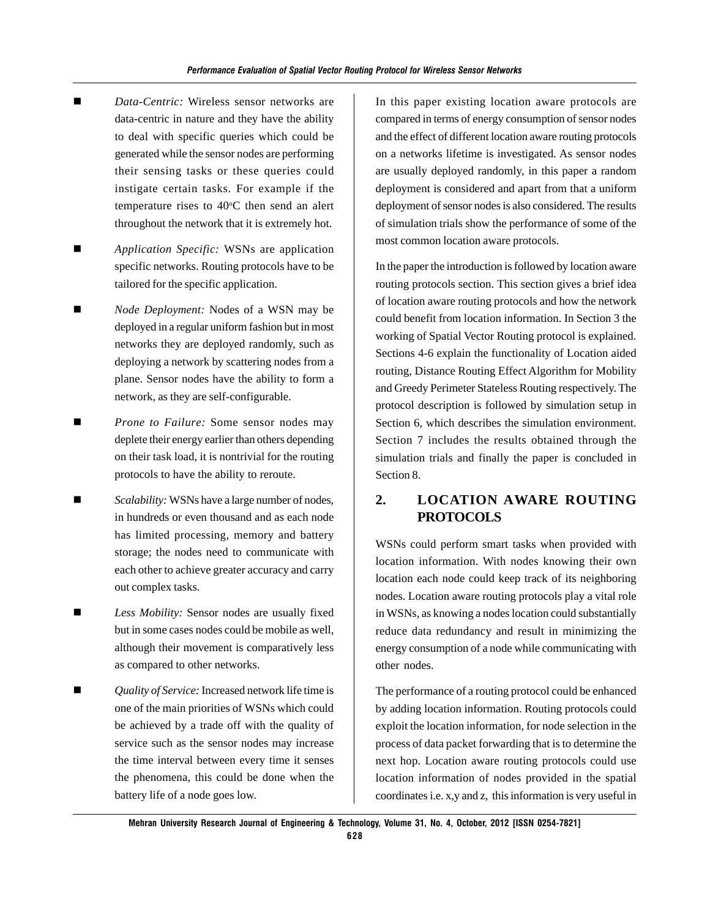- *Data-Centric:* Wireless sensor networks are data-centric in nature and they have the ability to deal with specific queries which could be generated while the sensor nodes are performing their sensing tasks or these queries could instigate certain tasks. For example if the temperature rises to 40$^{o}$C then send an alert throughout the network that it is extremely hot.

- *Application Specific:* WSNs are application specific networks. Routing protocols have to be tailored for the specific application.

- *Node Deployment:* Nodes of a WSN may be deployed in a regular uniform fashion but in most networks they are deployed randomly, such as deploying a network by scattering nodes from a plane. Sensor nodes have the ability to form a network, as they are self-configurable.

- *Prone to Failure:* Some sensor nodes may deplete their energy earlier than others depending on their task load, it is nontrivial for the routing protocols to have the ability to reroute.

- *Scalability:* WSNs have a large number of nodes, in hundreds or even thousand and as each node has limited processing, memory and battery storage; the nodes need to communicate with each other to achieve greater accuracy and carry out complex tasks.

- *Less Mobility:* Sensor nodes are usually fixed but in some cases nodes could be mobile as well, although their movement is comparatively less as compared to other networks.

- *Quality of Service:* Increased network life time is one of the main priorities of WSNs which could be achieved by a trade off with the quality of service such as the sensor nodes may increase the time interval between every time it senses the phenomena, this could be done when the battery life of a node goes low.

In this paper existing location aware protocols are compared in terms of energy consumption of sensor nodes and the effect of different location aware routing protocols on a networks lifetime is investigated. As sensor nodes are usually deployed randomly, in this paper a random deployment is considered and apart from that a uniform deployment of sensor nodes is also considered. The results of simulation trials show the performance of some of the most common location aware protocols.

In the paper the introduction is followed by location aware routing protocols section. This section gives a brief idea of location aware routing protocols and how the network could benefit from location information. In Section 3 the working of Spatial Vector Routing protocol is explained. Sections 4-6 explain the functionality of Location aided routing, Distance Routing Effect Algorithm for Mobility and Greedy Perimeter Stateless Routing respectively. The protocol description is followed by simulation setup in Section 6, which describes the simulation environment. Section 7 includes the results obtained through the simulation trials and finally the paper is concluded in Section 8.

## 2. LOCATION AWARE ROUTING PROTOCOLS

WSNs could perform smart tasks when provided with location information. With nodes knowing their own location each node could keep track of its neighboring nodes. Location aware routing protocols play a vital role in WSNs, as knowing a nodes location could substantially reduce data redundancy and result in minimizing the energy consumption of a node while communicating with other nodes.

The performance of a routing protocol could be enhanced by adding location information. Routing protocols could exploit the location information, for node selection in the process of data packet forwarding that is to determine the next hop. Location aware routing protocols could use location information of nodes provided in the spatial coordinates i.e. x,y and z, this information is very useful in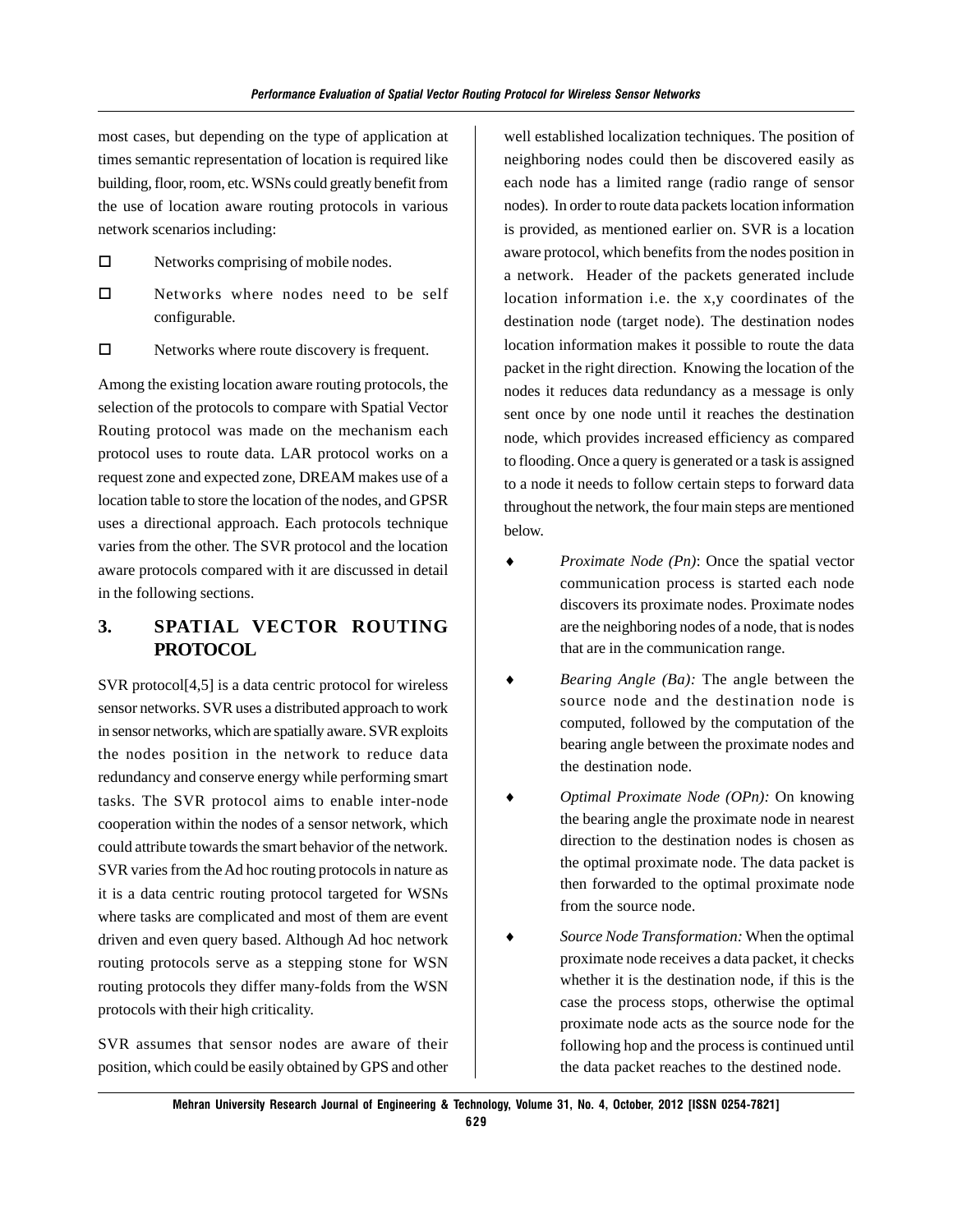most cases, but depending on the type of application at times semantic representation of location is required like building, floor, room, etc. WSNs could greatly benefit from the use of location aware routing protocols in various network scenarios including:

- Networks comprising of mobile nodes.
- Networks where nodes need to be self configurable.
- Networks where route discovery is frequent.

Among the existing location aware routing protocols, the selection of the protocols to compare with Spatial Vector Routing protocol was made on the mechanism each protocol uses to route data. LAR protocol works on a request zone and expected zone, DREAM makes use of a location table to store the location of the nodes, and GPSR uses a directional approach. Each protocols technique varies from the other. The SVR protocol and the location aware protocols compared with it are discussed in detail in the following sections.

## 3. SPATIAL VECTOR ROUTING PROTOCOL

SVR protocol[4,5] is a data centric protocol for wireless sensor networks. SVR uses a distributed approach to work in sensor networks, which are spatially aware. SVR exploits the nodes position in the network to reduce data redundancy and conserve energy while performing smart tasks. The SVR protocol aims to enable inter-node cooperation within the nodes of a sensor network, which could attribute towards the smart behavior of the network. SVR varies from the Ad hoc routing protocols in nature as it is a data centric routing protocol targeted for WSNs where tasks are complicated and most of them are event driven and even query based. Although Ad hoc network routing protocols serve as a stepping stone for WSN routing protocols they differ many-folds from the WSN protocols with their high criticality.

SVR assumes that sensor nodes are aware of their position, which could be easily obtained by GPS and other well established localization techniques. The position of neighboring nodes could then be discovered easily as each node has a limited range (radio range of sensor nodes). In order to route data packets location information is provided, as mentioned earlier on. SVR is a location aware protocol, which benefits from the nodes position in a network. Header of the packets generated include location information i.e. the x,y coordinates of the destination node (target node). The destination nodes location information makes it possible to route the data packet in the right direction. Knowing the location of the nodes it reduces data redundancy as a message is only sent once by one node until it reaches the destination node, which provides increased efficiency as compared to flooding. Once a query is generated or a task is assigned to a node it needs to follow certain steps to forward data throughout the network, the four main steps are mentioned below.

- *Proximate Node (Pn)*: Once the spatial vector communication process is started each node discovers its proximate nodes. Proximate nodes are the neighboring nodes of a node, that is nodes that are in the communication range.
- *Bearing Angle (Ba):* The angle between the source node and the destination node is computed, followed by the computation of the bearing angle between the proximate nodes and the destination node.
- *Optimal Proximate Node (OPn):* On knowing the bearing angle the proximate node in nearest direction to the destination nodes is chosen as the optimal proximate node. The data packet is then forwarded to the optimal proximate node from the source node.
- *Source Node Transformation:* When the optimal proximate node receives a data packet, it checks whether it is the destination node, if this is the case the process stops, otherwise the optimal proximate node acts as the source node for the following hop and the process is continued until the data packet reaches to the destined node.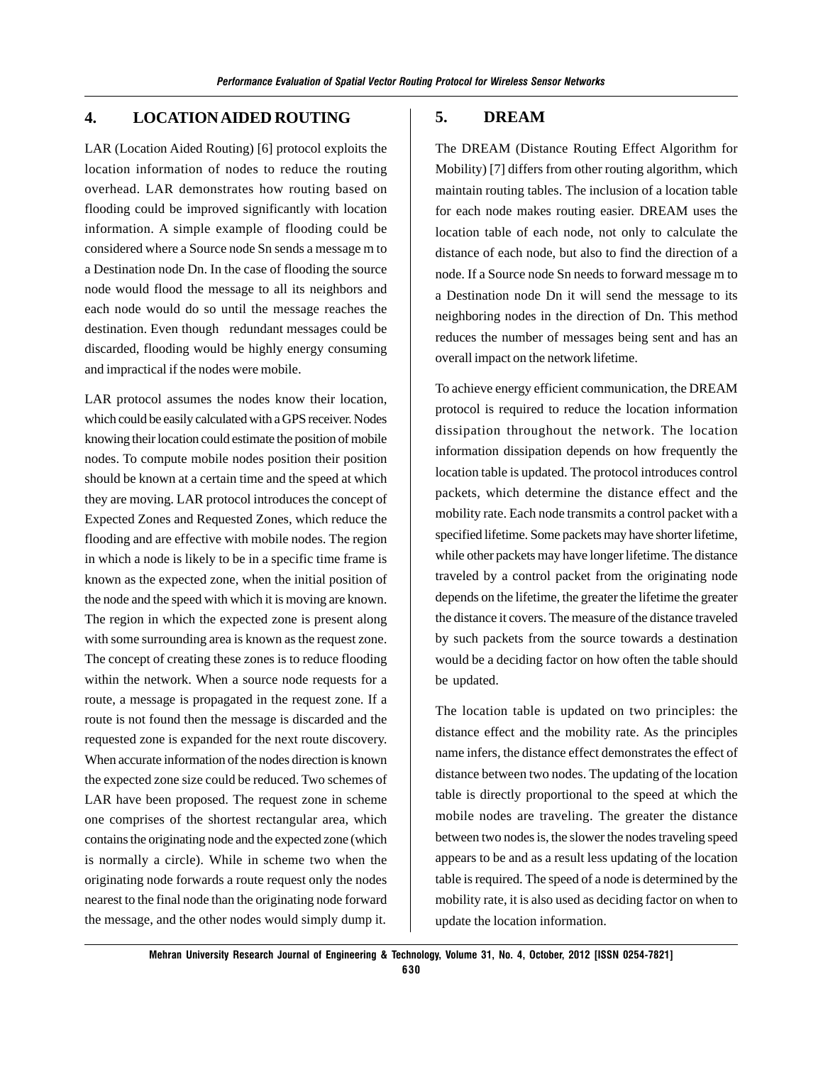## 4. LOCATION AIDED ROUTING

LAR (Location Aided Routing) [6] protocol exploits the location information of nodes to reduce the routing overhead. LAR demonstrates how routing based on flooding could be improved significantly with location information. A simple example of flooding could be considered where a Source node Sn sends a message m to a Destination node Dn. In the case of flooding the source node would flood the message to all its neighbors and each node would do so until the message reaches the destination. Even though redundant messages could be discarded, flooding would be highly energy consuming and impractical if the nodes were mobile.

LAR protocol assumes the nodes know their location, which could be easily calculated with a GPS receiver. Nodes knowing their location could estimate the position of mobile nodes. To compute mobile nodes position their position should be known at a certain time and the speed at which they are moving. LAR protocol introduces the concept of Expected Zones and Requested Zones, which reduce the flooding and are effective with mobile nodes. The region in which a node is likely to be in a specific time frame is known as the expected zone, when the initial position of the node and the speed with which it is moving are known. The region in which the expected zone is present along with some surrounding area is known as the request zone. The concept of creating these zones is to reduce flooding within the network. When a source node requests for a route, a message is propagated in the request zone. If a route is not found then the message is discarded and the requested zone is expanded for the next route discovery. When accurate information of the nodes direction is known the expected zone size could be reduced. Two schemes of LAR have been proposed. The request zone in scheme one comprises of the shortest rectangular area, which contains the originating node and the expected zone (which is normally a circle). While in scheme two when the originating node forwards a route request only the nodes nearest to the final node than the originating node forward the message, and the other nodes would simply dump it.

## 5. DREAM

The DREAM (Distance Routing Effect Algorithm for Mobility) [7] differs from other routing algorithm, which maintain routing tables. The inclusion of a location table for each node makes routing easier. DREAM uses the location table of each node, not only to calculate the distance of each node, but also to find the direction of a node. If a Source node Sn needs to forward message m to a Destination node Dn it will send the message to its neighboring nodes in the direction of Dn. This method reduces the number of messages being sent and has an overall impact on the network lifetime.

To achieve energy efficient communication, the DREAM protocol is required to reduce the location information dissipation throughout the network. The location information dissipation depends on how frequently the location table is updated. The protocol introduces control packets, which determine the distance effect and the mobility rate. Each node transmits a control packet with a specified lifetime. Some packets may have shorter lifetime, while other packets may have longer lifetime. The distance traveled by a control packet from the originating node depends on the lifetime, the greater the lifetime the greater the distance it covers. The measure of the distance traveled by such packets from the source towards a destination would be a deciding factor on how often the table should be updated.

The location table is updated on two principles: the distance effect and the mobility rate. As the principles name infers, the distance effect demonstrates the effect of distance between two nodes. The updating of the location table is directly proportional to the speed at which the mobile nodes are traveling. The greater the distance between two nodes is, the slower the nodes traveling speed appears to be and as a result less updating of the location table is required. The speed of a node is determined by the mobility rate, it is also used as deciding factor on when to update the location information.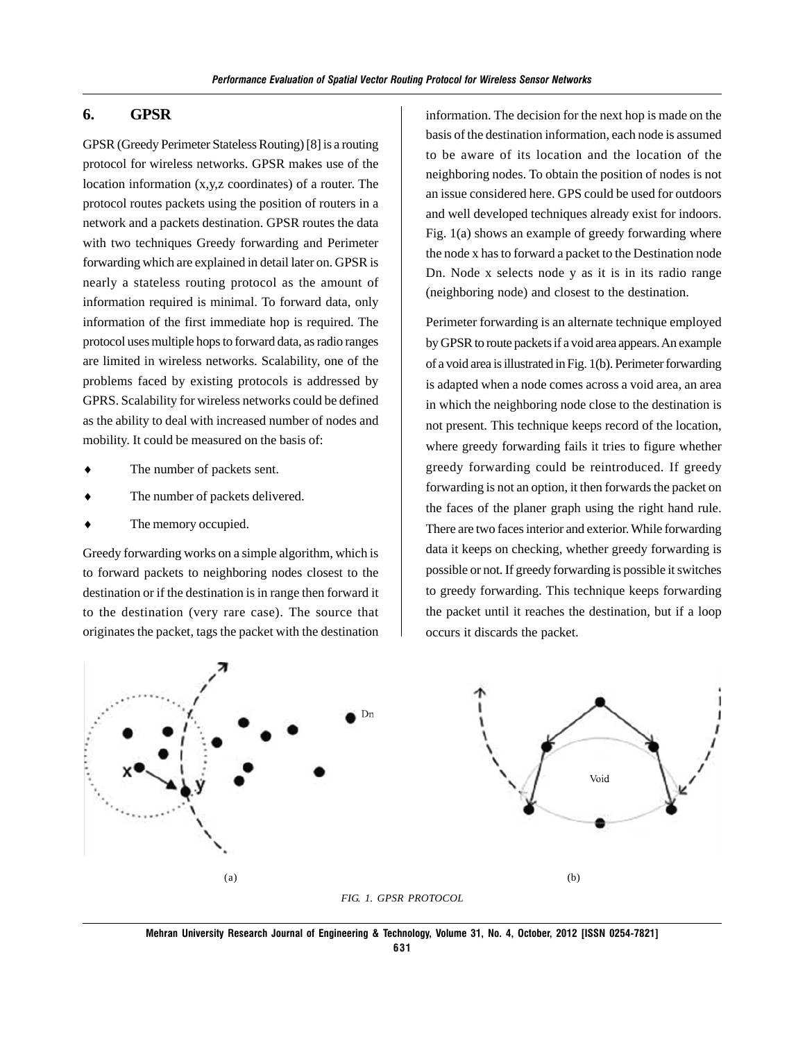## 6. GPSR

GPSR (Greedy Perimeter Stateless Routing) [8] is a routing protocol for wireless networks. GPSR makes use of the location information (x,y,z coordinates) of a router. The protocol routes packets using the position of routers in a network and a packets destination. GPSR routes the data with two techniques Greedy forwarding and Perimeter forwarding which are explained in detail later on. GPSR is nearly a stateless routing protocol as the amount of information required is minimal. To forward data, only information of the first immediate hop is required. The protocol uses multiple hops to forward data, as radio ranges are limited in wireless networks. Scalability, one of the problems faced by existing protocols is addressed by GPRS. Scalability for wireless networks could be defined as the ability to deal with increased number of nodes and mobility. It could be measured on the basis of:

- The number of packets sent.
- The number of packets delivered.
- The memory occupied.

Greedy forwarding works on a simple algorithm, which is to forward packets to neighboring nodes closest to the destination or if the destination is in range then forward it to the destination (very rare case). The source that originates the packet, tags the packet with the destination information. The decision for the next hop is made on the basis of the destination information, each node is assumed to be aware of its location and the location of the neighboring nodes. To obtain the position of nodes is not an issue considered here. GPS could be used for outdoors and well developed techniques already exist for indoors. Fig. 1(a) shows an example of greedy forwarding where the node x has to forward a packet to the Destination node Dn. Node x selects node y as it is in its radio range (neighboring node) and closest to the destination.

Perimeter forwarding is an alternate technique employed by GPSR to route packets if a void area appears. An example of a void area is illustrated in Fig. 1(b). Perimeter forwarding is adapted when a node comes across a void area, an area in which the neighboring node close to the destination is not present. This technique keeps record of the location, where greedy forwarding fails it tries to figure whether greedy forwarding could be reintroduced. If greedy forwarding is not an option, it then forwards the packet on the faces of the planer graph using the right hand rule. There are two faces interior and exterior. While forwarding data it keeps on checking, whether greedy forwarding is possible or not. If greedy forwarding is possible it switches to greedy forwarding. This technique keeps forwarding the packet until it reaches the destination, but if a loop occurs it discards the packet.

(a) (b)

*FIG. 1. GPSR PROTOCOL*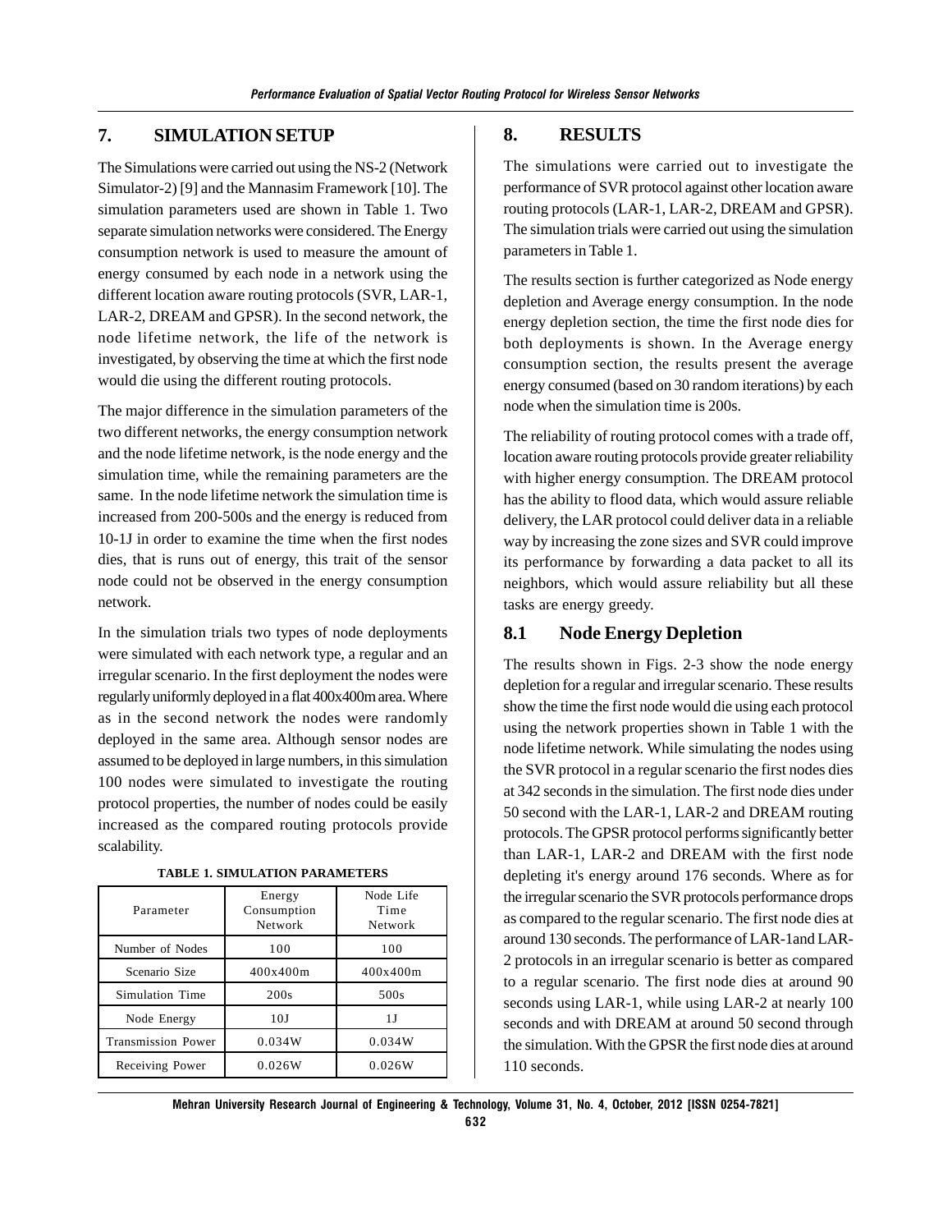## 7. SIMULATION SETUP

The Simulations were carried out using the NS-2 (Network Simulator-2) [9] and the Mannasim Framework [10]. The simulation parameters used are shown in Table 1. Two separate simulation networks were considered. The Energy consumption network is used to measure the amount of energy consumed by each node in a network using the different location aware routing protocols (SVR, LAR-1, LAR-2, DREAM and GPSR). In the second network, the node lifetime network, the life of the network is investigated, by observing the time at which the first node would die using the different routing protocols.

The major difference in the simulation parameters of the two different networks, the energy consumption network and the node lifetime network, is the node energy and the simulation time, while the remaining parameters are the same. In the node lifetime network the simulation time is increased from 200-500s and the energy is reduced from 10-1J in order to examine the time when the first nodes dies, that is runs out of energy, this trait of the sensor node could not be observed in the energy consumption network.

In the simulation trials two types of node deployments were simulated with each network type, a regular and an irregular scenario. In the first deployment the nodes were regularly uniformly deployed in a flat 400x400m area. Where as in the second network the nodes were randomly deployed in the same area. Although sensor nodes are assumed to be deployed in large numbers, in this simulation 100 nodes were simulated to investigate the routing protocol properties, the number of nodes could be easily increased as the compared routing protocols provide scalability.

**TABLE 1. SIMULATION PARAMETERS**

| Parameter | Energy Consumption Network | Node Life Time Network |
|---|---|---|
| Number of Nodes | 100 | 100 |
| Scenario Size | 400x400m | 400x400m |
| Simulation Time | 200s | 500s |
| Node Energy | 10J | 1J |
| Transmission Power | 0.034W | 0.034W |
| Receiving Power | 0.026W | 0.026W |

## 8. RESULTS

The simulations were carried out to investigate the performance of SVR protocol against other location aware routing protocols (LAR-1, LAR-2, DREAM and GPSR). The simulation trials were carried out using the simulation parameters in Table 1.

The results section is further categorized as Node energy depletion and Average energy consumption. In the node energy depletion section, the time the first node dies for both deployments is shown. In the Average energy consumption section, the results present the average energy consumed (based on 30 random iterations) by each node when the simulation time is 200s.

The reliability of routing protocol comes with a trade off, location aware routing protocols provide greater reliability with higher energy consumption. The DREAM protocol has the ability to flood data, which would assure reliable delivery, the LAR protocol could deliver data in a reliable way by increasing the zone sizes and SVR could improve its performance by forwarding a data packet to all its neighbors, which would assure reliability but all these tasks are energy greedy.

### 8.1 Node Energy Depletion

The results shown in Figs. 2-3 show the node energy depletion for a regular and irregular scenario. These results show the time the first node would die using each protocol using the network properties shown in Table 1 with the node lifetime network. While simulating the nodes using the SVR protocol in a regular scenario the first nodes dies at 342 seconds in the simulation. The first node dies under 50 second with the LAR-1, LAR-2 and DREAM routing protocols. The GPSR protocol performs significantly better than LAR-1, LAR-2 and DREAM with the first node depleting it's energy around 176 seconds. Where as for the irregular scenario the SVR protocols performance drops as compared to the regular scenario. The first node dies at around 130 seconds. The performance of LAR-1and LAR-2 protocols in an irregular scenario is better as compared to a regular scenario. The first node dies at around 90 seconds using LAR-1, while using LAR-2 at nearly 100 seconds and with DREAM at around 50 second through the simulation. With the GPSR the first node dies at around 110 seconds.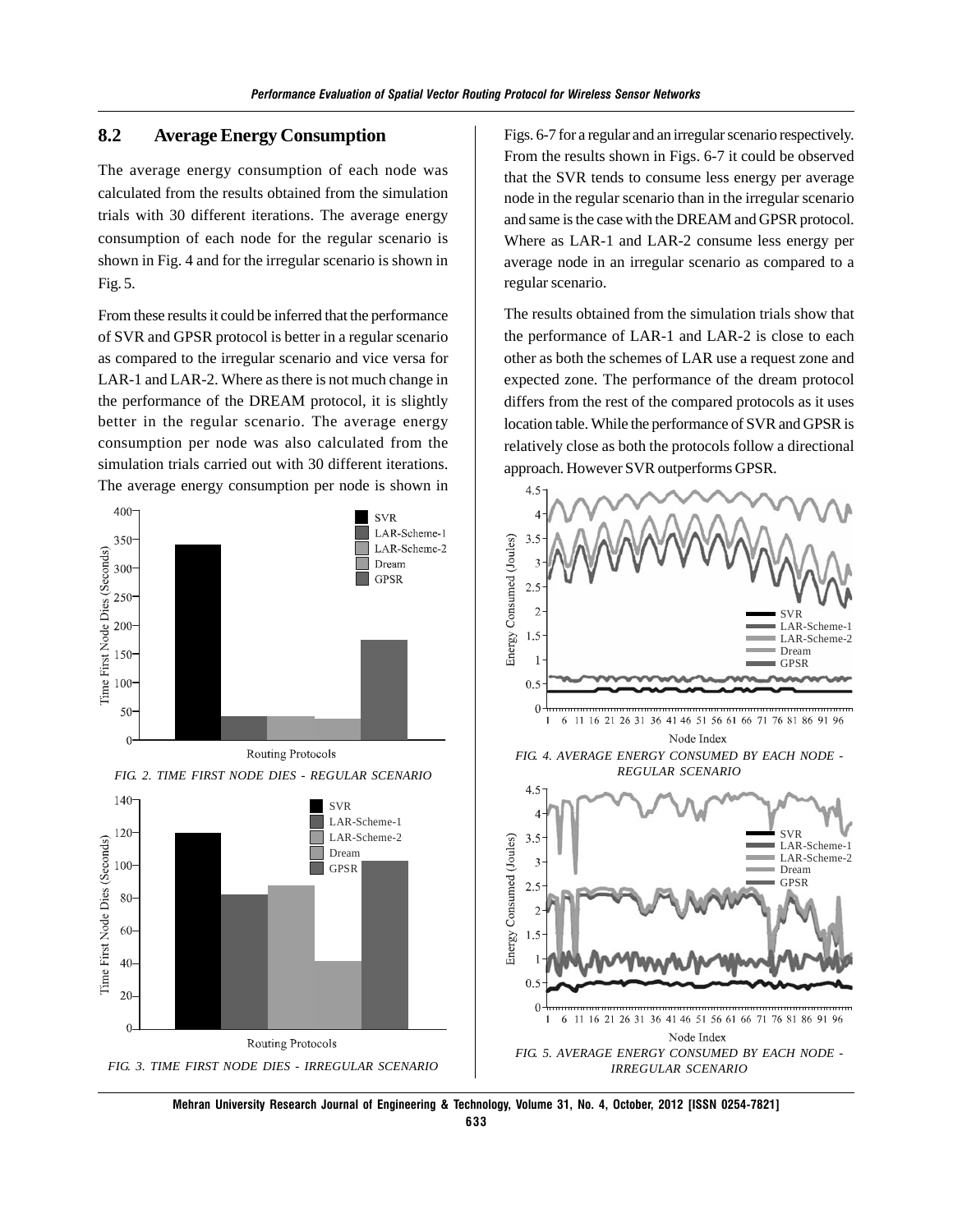## 8.2 Average Energy Consumption

The average energy consumption of each node was calculated from the results obtained from the simulation trials with 30 different iterations. The average energy consumption of each node for the regular scenario is shown in Fig. 4 and for the irregular scenario is shown in Fig. 5.

From these results it could be inferred that the performance of SVR and GPSR protocol is better in a regular scenario as compared to the irregular scenario and vice versa for LAR-1 and LAR-2. Where as there is not much change in the performance of the DREAM protocol, it is slightly better in the regular scenario. The average energy consumption per node was also calculated from the simulation trials carried out with 30 different iterations. The average energy consumption per node is shown in Figs. 6-7 for a regular and an irregular scenario respectively. From the results shown in Figs. 6-7 it could be observed that the SVR tends to consume less energy per average node in the regular scenario than in the irregular scenario and same is the case with the DREAM and GPSR protocol. Where as LAR-1 and LAR-2 consume less energy per average node in an irregular scenario as compared to a regular scenario.

The results obtained from the simulation trials show that the performance of LAR-1 and LAR-2 is close to each other as both the schemes of LAR use a request zone and expected zone. The performance of the dream protocol differs from the rest of the compared protocols as it uses location table. While the performance of SVR and GPSR is relatively close as both the protocols follow a directional approach. However SVR outperforms GPSR.

*FIG. 2. TIME FIRST NODE DIES - REGULAR SCENARIO*

*FIG. 3. TIME FIRST NODE DIES - IRREGULAR SCENARIO*

*FIG. 4. AVERAGE ENERGY CONSUMED BY EACH NODE - REGULAR SCENARIO*

*FIG. 5. AVERAGE ENERGY CONSUMED BY EACH NODE - IRREGULAR SCENARIO*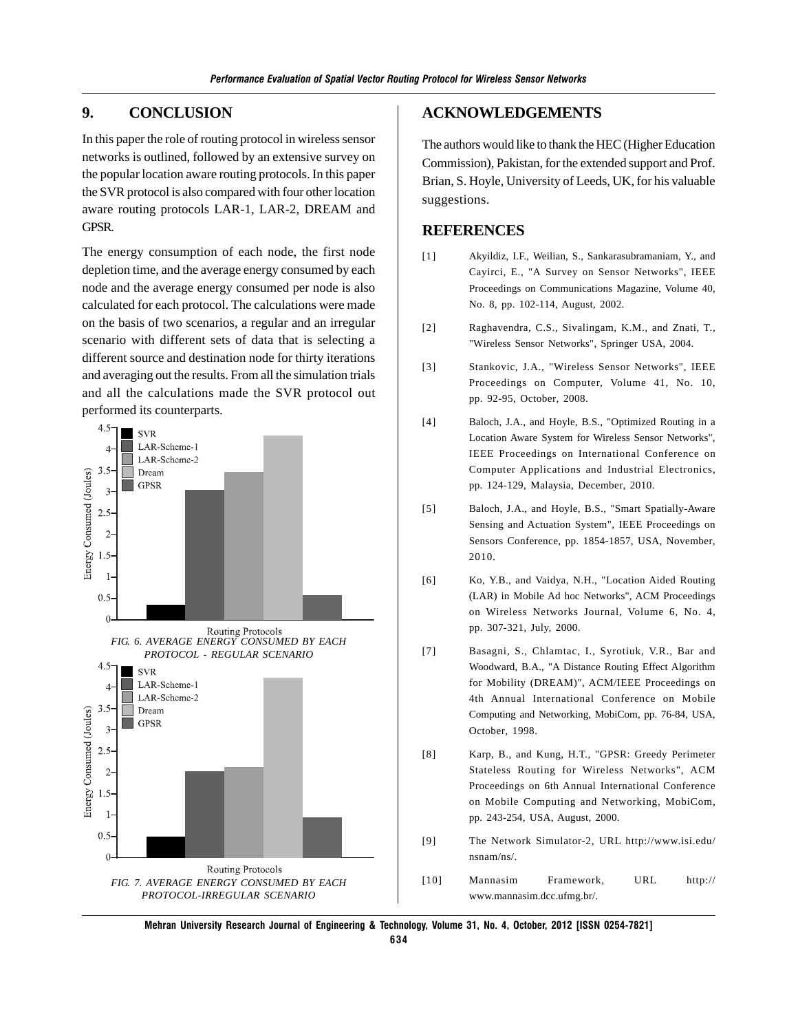## 9. CONCLUSION

In this paper the role of routing protocol in wireless sensor networks is outlined, followed by an extensive survey on the popular location aware routing protocols. In this paper the SVR protocol is also compared with four other location aware routing protocols LAR-1, LAR-2, DREAM and GPSR.

The energy consumption of each node, the first node depletion time, and the average energy consumed by each node and the average energy consumed per node is also calculated for each protocol. The calculations were made on the basis of two scenarios, a regular and an irregular scenario with different sets of data that is selecting a different source and destination node for thirty iterations and averaging out the results. From all the simulation trials and all the calculations made the SVR protocol out performed its counterparts.

Energy Consumed (Joules)
4.5
4
3.5
3
2.5
2
1.5
1
0.5
0
SVR
LAR-Scheme-1
LAR-Scheme-2
Dream
GPSR
Routing Protocols

*FIG. 6. AVERAGE ENERGY CONSUMED BY EACH PROTOCOL - REGULAR SCENARIO*

Energy Consumed (Joules)
4.5
4
3.5
3
2.5
2
1.5
1
0.5
0
SVR
LAR-Scheme-1
LAR-Scheme-2
Dream
GPSR
Routing Protocols

*FIG. 7. AVERAGE ENERGY CONSUMED BY EACH PROTOCOL-IRREGULAR SCENARIO*

## ACKNOWLEDGEMENTS

The authors would like to thank the HEC (Higher Education Commission), Pakistan, for the extended support and Prof. Brian, S. Hoyle, University of Leeds, UK, for his valuable suggestions.

## REFERENCES

[1] Akyildiz, I.F., Weilian, S., Sankarasubramaniam, Y., and Cayirci, E., "A Survey on Sensor Networks", IEEE Proceedings on Communications Magazine, Volume 40, No. 8, pp. 102-114, August, 2002.

[2] Raghavendra, C.S., Sivalingam, K.M., and Znati, T., "Wireless Sensor Networks", Springer USA, 2004.

[3] Stankovic, J.A., "Wireless Sensor Networks", IEEE Proceedings on Computer, Volume 41, No. 10, pp. 92-95, October, 2008.

[4] Baloch, J.A., and Hoyle, B.S., "Optimized Routing in a Location Aware System for Wireless Sensor Networks", IEEE Proceedings on International Conference on Computer Applications and Industrial Electronics, pp. 124-129, Malaysia, December, 2010.

[5] Baloch, J.A., and Hoyle, B.S., "Smart Spatially-Aware Sensing and Actuation System", IEEE Proceedings on Sensors Conference, pp. 1854-1857, USA, November, 2010.

[6] Ko, Y.B., and Vaidya, N.H., "Location Aided Routing (LAR) in Mobile Ad hoc Networks", ACM Proceedings on Wireless Networks Journal, Volume 6, No. 4, pp. 307-321, July, 2000.

[7] Basagni, S., Chlamtac, I., Syrotiuk, V.R., Bar and Woodward, B.A., "A Distance Routing Effect Algorithm for Mobility (DREAM)", ACM/IEEE Proceedings on 4th Annual International Conference on Mobile Computing and Networking, MobiCom, pp. 76-84, USA, October, 1998.

[8] Karp, B., and Kung, H.T., "GPSR: Greedy Perimeter Stateless Routing for Wireless Networks", ACM Proceedings on 6th Annual International Conference on Mobile Computing and Networking, MobiCom, pp. 243-254, USA, August, 2000.

[9] The Network Simulator-2, URL http://www.isi.edu/nsnam/ns/.

[10] Mannasim Framework, URL http://www.mannasim.dcc.ufmg.br/.